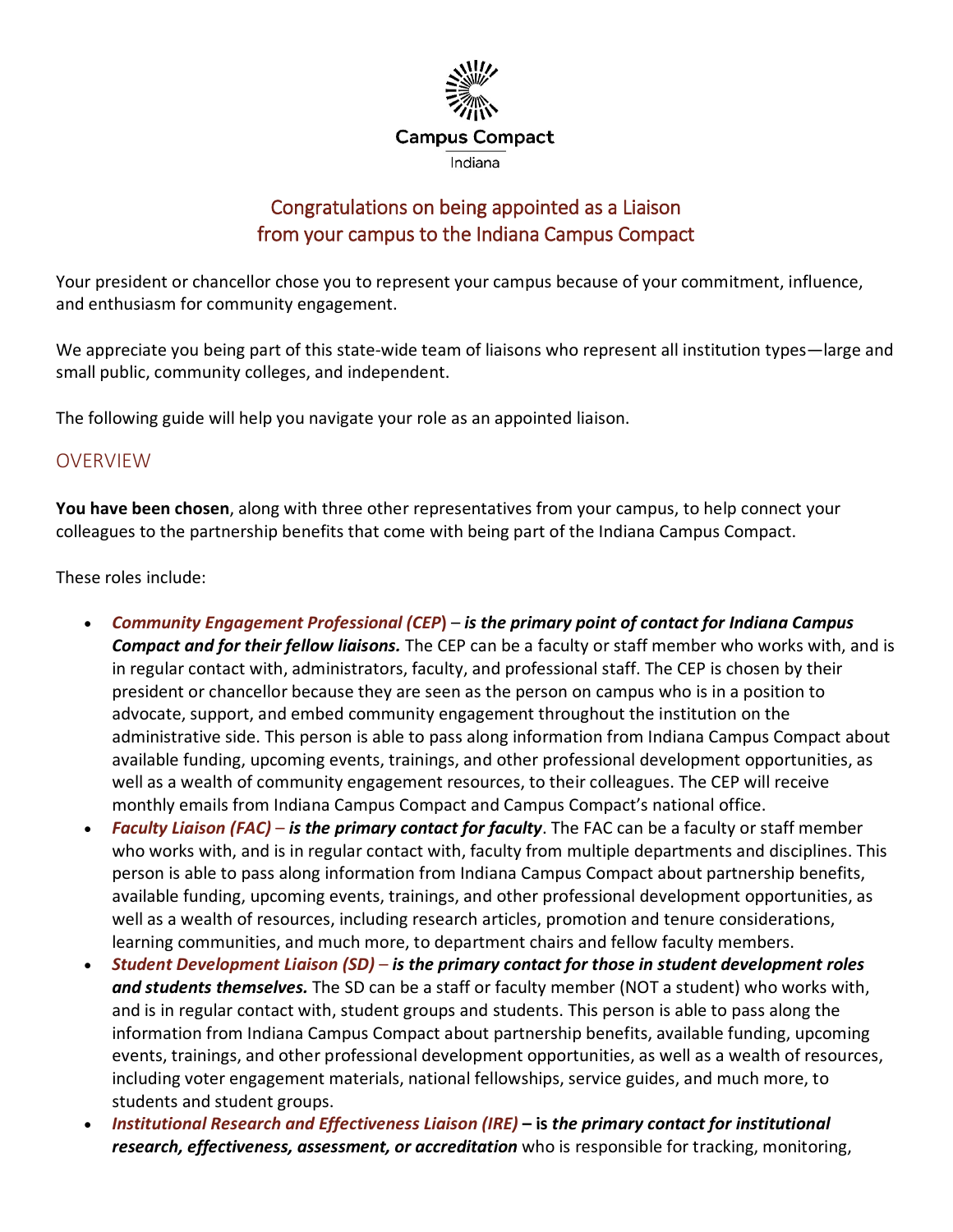Campus Compact

Indiana

## Congratulations on being appointed as a Liaison from your campus to the Indiana Campus Compact

Your president or chancellor chose you to represent your campus because of your commitment, influence, and enthusiasm for community engagement.

We appreciate you being part of this state-wide team of liaisons who represent all institution types—large and small public, community colleges, and independent.

The following guide will help you navigate your role as an appointed liaison.

## OVERVIEW

**You have been chosen**, along with three other representatives from your campus, to help connect your colleagues to the partnership benefits that come with being part of the Indiana Campus Compact.

These roles include:

- ***Community Engagement Professional (CEP)*** – ***is the primary point of contact for Indiana Campus Compact and for their fellow liaisons.*** The CEP can be a faculty or staff member who works with, and is in regular contact with, administrators, faculty, and professional staff. The CEP is chosen by their president or chancellor because they are seen as the person on campus who is in a position to advocate, support, and embed community engagement throughout the institution on the administrative side. This person is able to pass along information from Indiana Campus Compact about available funding, upcoming events, trainings, and other professional development opportunities, as well as a wealth of community engagement resources, to their colleagues. The CEP will receive monthly emails from Indiana Campus Compact and Campus Compact's national office.
- ***Faculty Liaison (FAC)*** – ***is the primary contact for faculty***. The FAC can be a faculty or staff member who works with, and is in regular contact with, faculty from multiple departments and disciplines. This person is able to pass along information from Indiana Campus Compact about partnership benefits, available funding, upcoming events, trainings, and other professional development opportunities, as well as a wealth of resources, including research articles, promotion and tenure considerations, learning communities, and much more, to department chairs and fellow faculty members.
- ***Student Development Liaison (SD)*** – ***is the primary contact for those in student development roles and students themselves.*** The SD can be a staff or faculty member (NOT a student) who works with, and is in regular contact with, student groups and students. This person is able to pass along the information from Indiana Campus Compact about partnership benefits, available funding, upcoming events, trainings, and other professional development opportunities, as well as a wealth of resources, including voter engagement materials, national fellowships, service guides, and much more, to students and student groups.
- ***Institutional Research and Effectiveness Liaison (IRE)*** – **is** ***the primary contact for institutional research, effectiveness, assessment, or accreditation*** who is responsible for tracking, monitoring,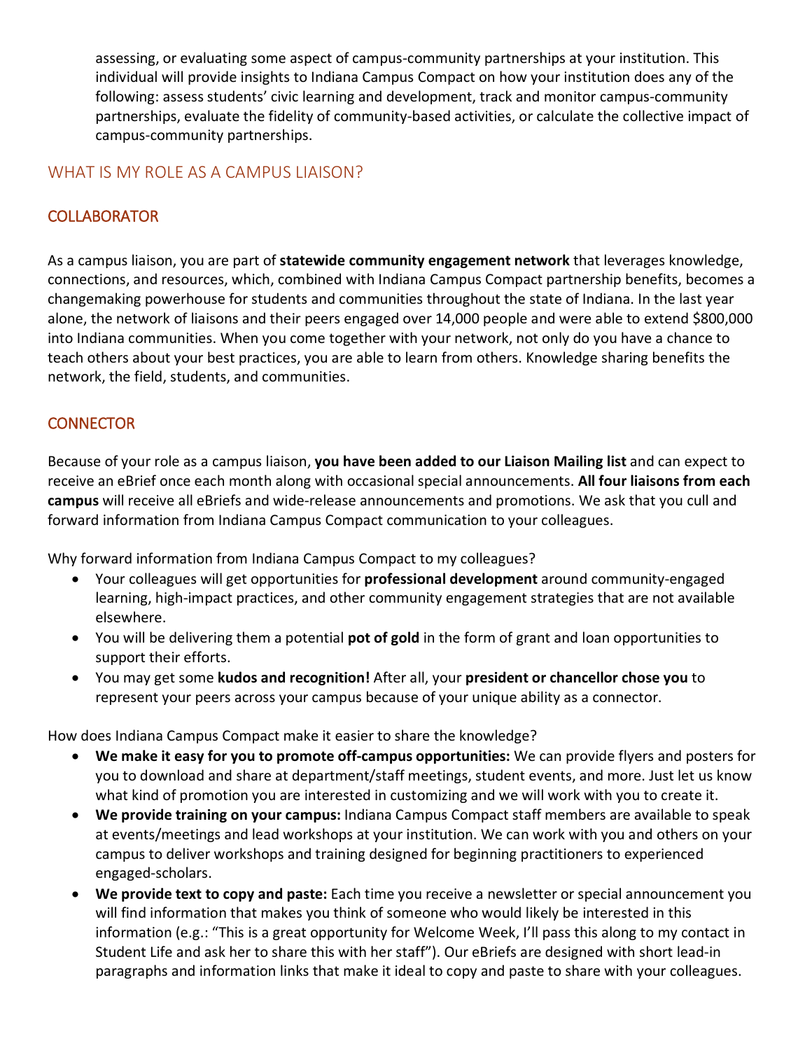assessing, or evaluating some aspect of campus-community partnerships at your institution. This individual will provide insights to Indiana Campus Compact on how your institution does any of the following: assess students' civic learning and development, track and monitor campus-community partnerships, evaluate the fidelity of community-based activities, or calculate the collective impact of campus-community partnerships.

## WHAT IS MY ROLE AS A CAMPUS LIAISON?

### COLLABORATOR

As a campus liaison, you are part of **statewide community engagement network** that leverages knowledge, connections, and resources, which, combined with Indiana Campus Compact partnership benefits, becomes a changemaking powerhouse for students and communities throughout the state of Indiana. In the last year alone, the network of liaisons and their peers engaged over 14,000 people and were able to extend $800,000 into Indiana communities. When you come together with your network, not only do you have a chance to teach others about your best practices, you are able to learn from others. Knowledge sharing benefits the network, the field, students, and communities.

### CONNECTOR

Because of your role as a campus liaison, **you have been added to our Liaison Mailing list** and can expect to receive an eBrief once each month along with occasional special announcements. **All four liaisons from each campus** will receive all eBriefs and wide-release announcements and promotions. We ask that you cull and forward information from Indiana Campus Compact communication to your colleagues.

Why forward information from Indiana Campus Compact to my colleagues?

- Your colleagues will get opportunities for **professional development** around community-engaged learning, high-impact practices, and other community engagement strategies that are not available elsewhere.
- You will be delivering them a potential **pot of gold** in the form of grant and loan opportunities to support their efforts.
- You may get some **kudos and recognition!** After all, your **president or chancellor chose you** to represent your peers across your campus because of your unique ability as a connector.

How does Indiana Campus Compact make it easier to share the knowledge?

- **We make it easy for you to promote off-campus opportunities:** We can provide flyers and posters for you to download and share at department/staff meetings, student events, and more. Just let us know what kind of promotion you are interested in customizing and we will work with you to create it.
- **We provide training on your campus:** Indiana Campus Compact staff members are available to speak at events/meetings and lead workshops at your institution. We can work with you and others on your campus to deliver workshops and training designed for beginning practitioners to experienced engaged-scholars.
- **We provide text to copy and paste:** Each time you receive a newsletter or special announcement you will find information that makes you think of someone who would likely be interested in this information (e.g.: "This is a great opportunity for Welcome Week, I'll pass this along to my contact in Student Life and ask her to share this with her staff"). Our eBriefs are designed with short lead-in paragraphs and information links that make it ideal to copy and paste to share with your colleagues.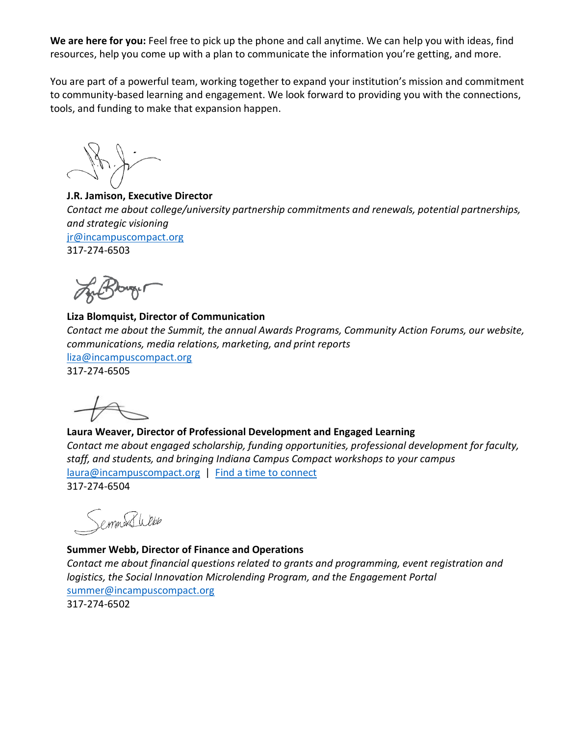**We are here for you:** Feel free to pick up the phone and call anytime. We can help you with ideas, find resources, help you come up with a plan to communicate the information you're getting, and more.

You are part of a powerful team, working together to expand your institution's mission and commitment to community-based learning and engagement. We look forward to providing you with the connections, tools, and funding to make that expansion happen.

**J.R. Jamison, Executive Director**
*Contact me about college/university partnership commitments and renewals, potential partnerships, and strategic visioning*
jr@incampuscompact.org
317-274-6503

**Liza Blomquist, Director of Communication**
*Contact me about the Summit, the annual Awards Programs, Community Action Forums, our website, communications, media relations, marketing, and print reports*
liza@incampuscompact.org
317-274-6505

**Laura Weaver, Director of Professional Development and Engaged Learning**
*Contact me about engaged scholarship, funding opportunities, professional development for faculty, staff, and students, and bringing Indiana Campus Compact workshops to your campus*
laura@incampuscompact.org | Find a time to connect
317-274-6504

**Summer Webb, Director of Finance and Operations**
*Contact me about financial questions related to grants and programming, event registration and logistics, the Social Innovation Microlending Program, and the Engagement Portal*
summer@incampuscompact.org
317-274-6502